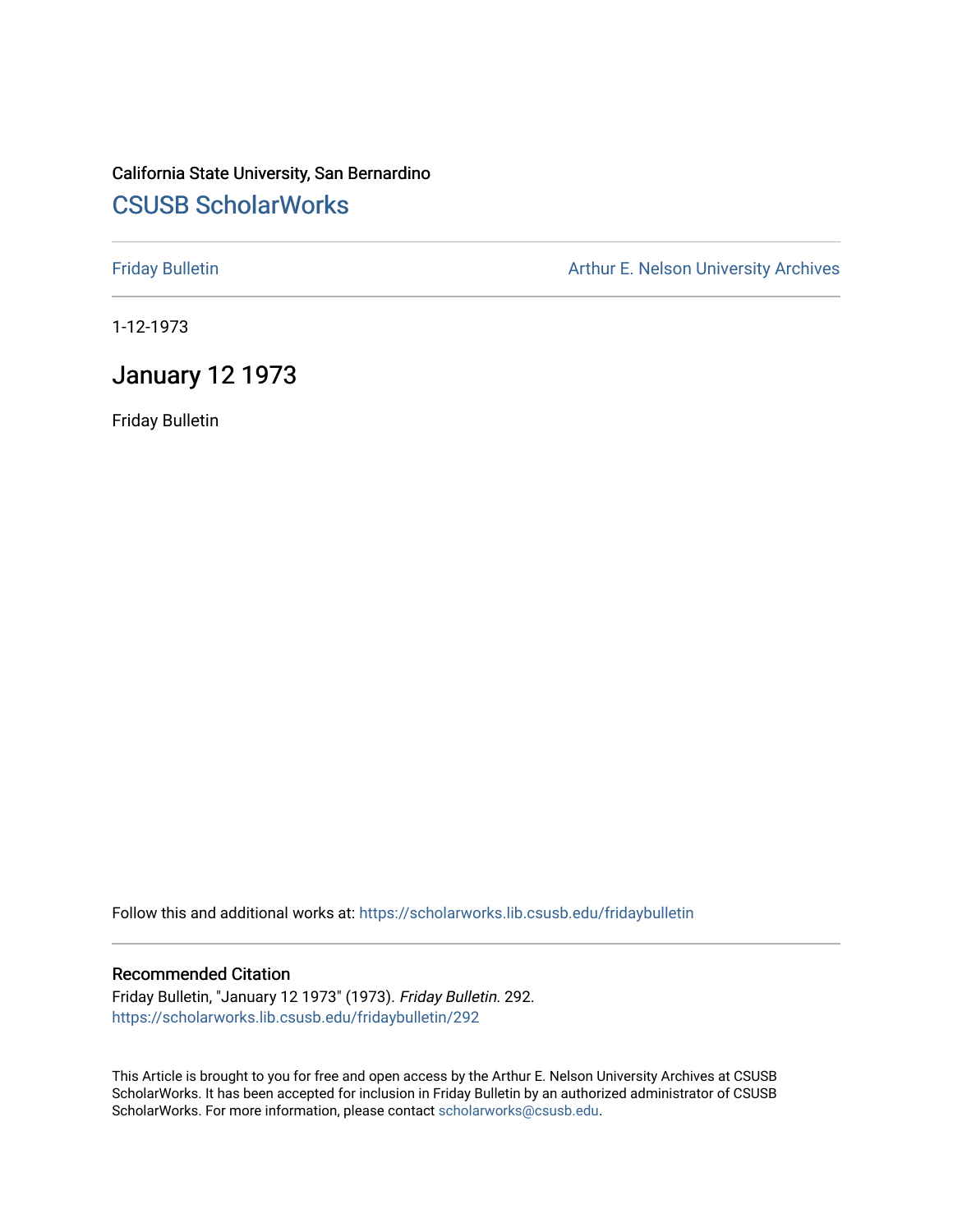California State University, San Bernardino

# CSUSB ScholarWorks

Friday Bulletin

Arthur E. Nelson University Archives

1-12-1973

## January 12 1973

Friday Bulletin

Follow this and additional works at: https://scholarworks.lib.csusb.edu/fridaybulletin

### Recommended Citation

Friday Bulletin, "January 12 1973" (1973). *Friday Bulletin*. 292.
https://scholarworks.lib.csusb.edu/fridaybulletin/292

This Article is brought to you for free and open access by the Arthur E. Nelson University Archives at CSUSB ScholarWorks. It has been accepted for inclusion in Friday Bulletin by an authorized administrator of CSUSB ScholarWorks. For more information, please contact scholarworks@csusb.edu.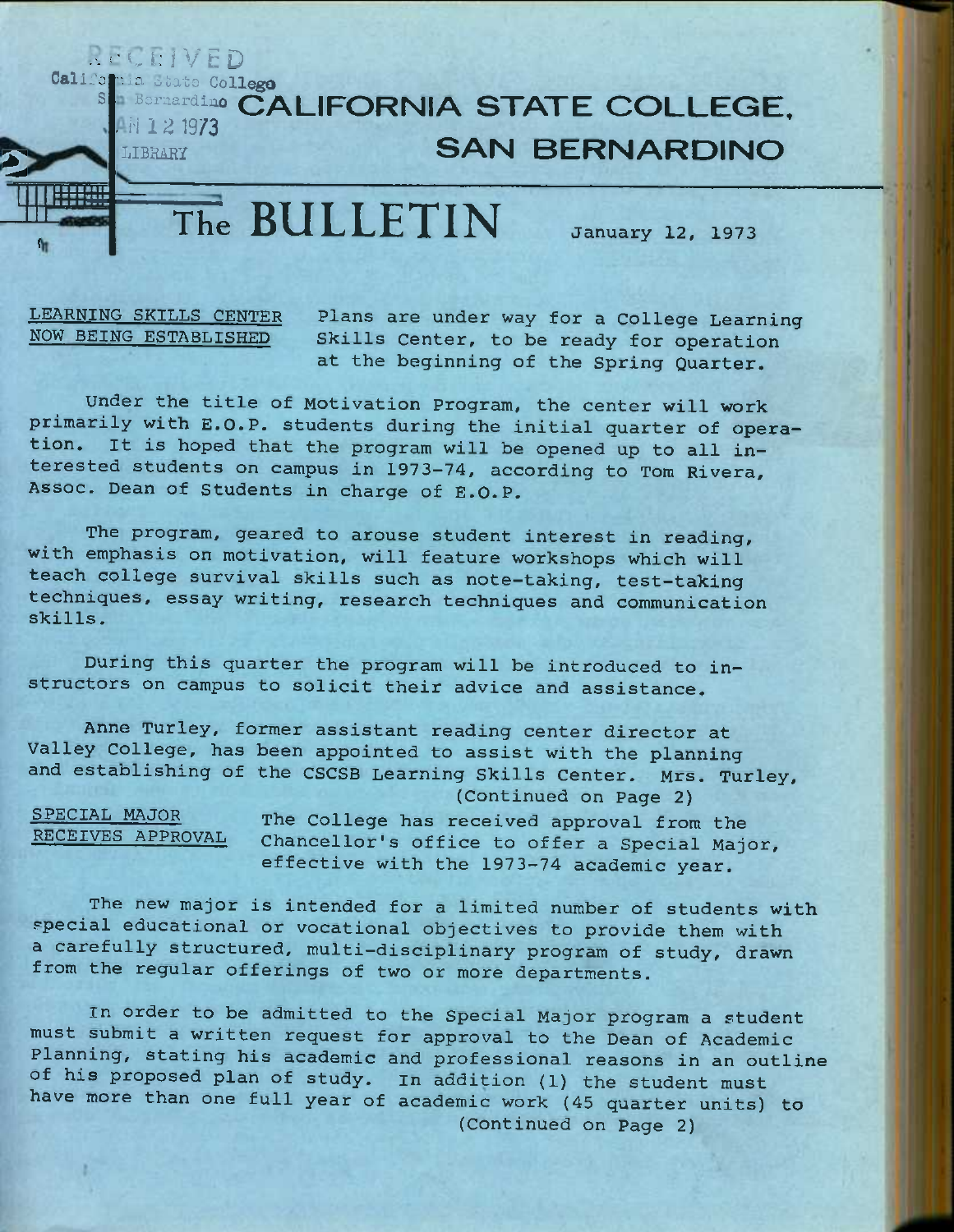RECEIVED
California State College
San Bernardino
JAN 12 1973
LIBRARY

# CALIFORNIA STATE COLLEGE, SAN BERNARDINO

# The BULLETIN

January 12, 1973

## LEARNING SKILLS CENTER NOW BEING ESTABLISHED

Plans are under way for a College Learning Skills Center, to be ready for operation at the beginning of the Spring Quarter.

Under the title of Motivation Program, the center will work primarily with E.O.P. students during the initial quarter of operation. It is hoped that the program will be opened up to all interested students on campus in 1973-74, according to Tom Rivera, Assoc. Dean of Students in charge of E.O.P.

The program, geared to arouse student interest in reading, with emphasis on motivation, will feature workshops which will teach college survival skills such as note-taking, test-taking techniques, essay writing, research techniques and communication skills.

During this quarter the program will be introduced to instructors on campus to solicit their advice and assistance.

Anne Turley, former assistant reading center director at Valley College, has been appointed to assist with the planning and establishing of the CSCSB Learning Skills Center. Mrs. Turley,

(Continued on Page 2)

## SPECIAL MAJOR RECEIVES APPROVAL

The College has received approval from the Chancellor's office to offer a Special Major, effective with the 1973-74 academic year.

The new major is intended for a limited number of students with special educational or vocational objectives to provide them with a carefully structured, multi-disciplinary program of study, drawn from the regular offerings of two or more departments.

In order to be admitted to the Special Major program a student must submit a written request for approval to the Dean of Academic Planning, stating his academic and professional reasons in an outline of his proposed plan of study. In addition (1) the student must have more than one full year of academic work (45 quarter units) to

(Continued on Page 2)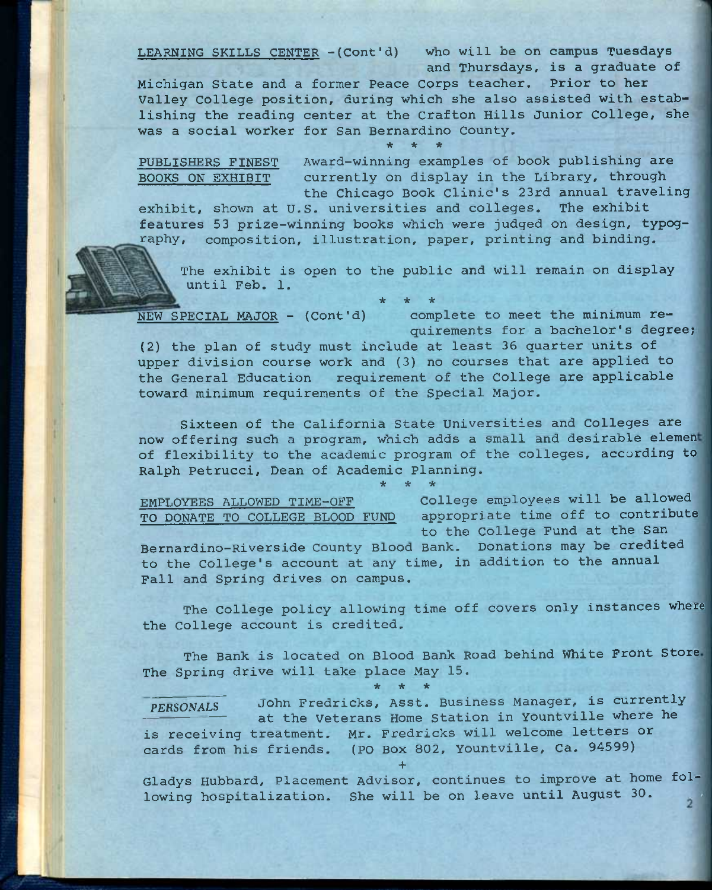LEARNING SKILLS CENTER -(Cont'd) who will be on campus Tuesdays and Thursdays, is a graduate of Michigan State and a former Peace Corps teacher. Prior to her Valley College position, during which she also assisted with establishing the reading center at the Crafton Hills Junior College, she was a social worker for San Bernardino County.

\* \* \*

PUBLISHERS FINEST BOOKS ON EXHIBIT Award-winning examples of book publishing are currently on display in the Library, through the Chicago Book Clinic's 23rd annual traveling exhibit, shown at U.S. universities and colleges. The exhibit features 53 prize-winning books which were judged on design, typography, composition, illustration, paper, printing and binding.

The exhibit is open to the public and will remain on display until Feb. 1.

\* \* \*

NEW SPECIAL MAJOR - (Cont'd) complete to meet the minimum requirements for a bachelor's degree; (2) the plan of study must include at least 36 quarter units of upper division course work and (3) no courses that are applied to the General Education requirement of the College are applicable toward minimum requirements of the Special Major.

Sixteen of the California State Universities and Colleges are now offering such a program, which adds a small and desirable element of flexibility to the academic program of the colleges, according to Ralph Petrucci, Dean of Academic Planning.

\* \* \*

EMPLOYEES ALLOWED TIME-OFF TO DONATE TO COLLEGE BLOOD FUND College employees will be allowed appropriate time off to contribute to the College Fund at the San Bernardino-Riverside County Blood Bank. Donations may be credited to the College's account at any time, in addition to the annual Fall and Spring drives on campus.

The College policy allowing time off covers only instances where the College account is credited.

The Bank is located on Blood Bank Road behind White Front Store. The Spring drive will take place May 15.

\* \* \*

*PERSONALS* John Fredricks, Asst. Business Manager, is currently at the Veterans Home Station in Yountville where he is receiving treatment. Mr. Fredricks will welcome letters or cards from his friends. (PO Box 802, Yountville, Ca. 94599)

\+

Gladys Hubbard, Placement Advisor, continues to improve at home following hospitalization. She will be on leave until August 30.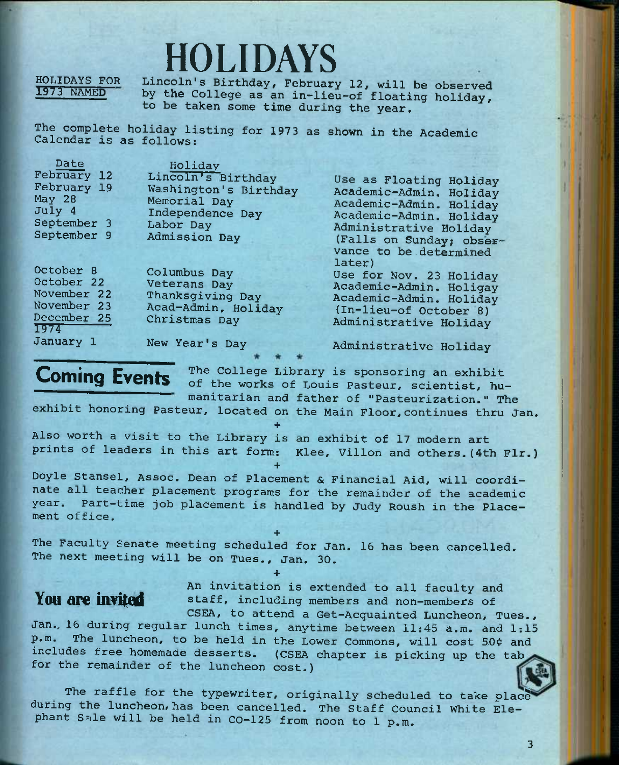# HOLIDAYS

**HOLIDAYS FOR 1973 NAMED** Lincoln's Birthday, February 12, will be observed by the College as an in-lieu-of floating holiday, to be taken some time during the year.

The complete holiday listing for 1973 as shown in the Academic Calendar is as follows:

| Date | Holiday | |
|---|---|---|
| February 12 | Lincoln's Birthday | Use as Floating Holiday |
| February 19 | Washington's Birthday | Academic-Admin. Holiday |
| May 28 | Memorial Day | Academic-Admin. Holiday |
| July 4 | Independence Day | Academic-Admin. Holiday |
| September 3 | Labor Day | Administrative Holiday |
| September 9 | Admission Day | (Falls on Sunday; observance to be determined later) |
| October 8 | Columbus Day | Use for Nov. 23 Holiday |
| October 22 | Veterans Day | Academic-Admin. Holigay |
| November 22 | Thanksgiving Day | Academic-Admin. Holiday |
| November 23 | Acad-Admin. Holiday | (In-lieu-of October 8) |
| December 25 | Christmas Day | Administrative Holiday |
| **1974** | | |
| January 1 | New Year's Day | Administrative Holiday |

\* \* \*

## Coming Events

The College Library is sponsoring an exhibit of the works of Louis Pasteur, scientist, humanitarian and father of "Pasteurization." The exhibit honoring Pasteur, located on the Main Floor, continues thru Jan.

+

Also worth a visit to the Library is an exhibit of 17 modern art prints of leaders in this art form: Klee, Villon and others. (4th Flr.)

+

Doyle Stansel, Assoc. Dean of Placement & Financial Aid, will coordinate all teacher placement programs for the remainder of the academic year. Part-time job placement is handled by Judy Roush in the Placement office.

+

The Faculty Senate meeting scheduled for Jan. 16 has been cancelled. The next meeting will be on Tues., Jan. 30.

+

## You are invited

An invitation is extended to all faculty and staff, including members and non-members of CSEA, to attend a Get-Acquainted Luncheon, Tues., Jan. 16 during regular lunch times, anytime between 11:45 a.m. and 1:15 p.m. The luncheon, to be held in the Lower Commons, will cost 50¢ and includes free homemade desserts. (CSEA chapter is picking up the tab for the remainder of the luncheon cost.)

The raffle for the typewriter, originally scheduled to take place during the luncheon, has been cancelled. The Staff Council White Elephant Sale will be held in CO-125 from noon to 1 p.m.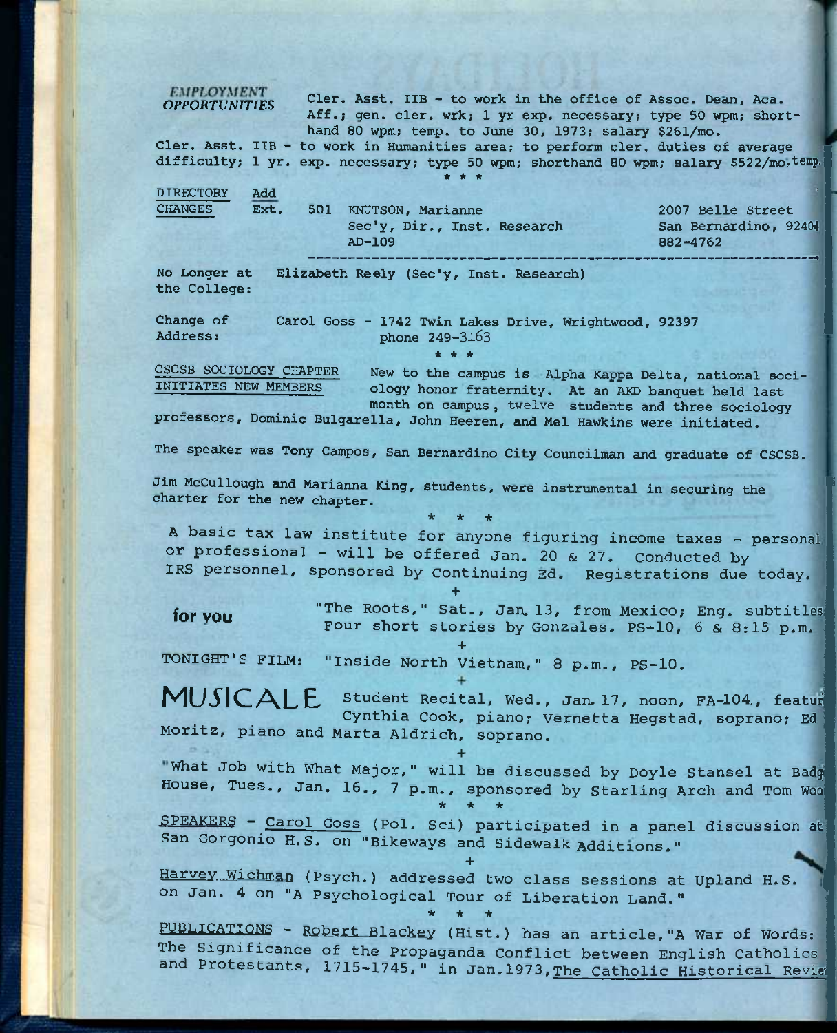*EMPLOYMENT OPPORTUNITIES*

Cler. Asst. IIB - to work in the office of Assoc. Dean, Aca. Aff.; gen. cler. wrk; 1 yr exp. necessary; type 50 wpm; shorthand 80 wpm; temp. to June 30, 1973; salary $261/mo.

Cler. Asst. IIB - to work in Humanities area; to perform cler. duties of average difficulty; 1 yr. exp. necessary; type 50 wpm; shorthand 80 wpm; salary $522/mo.temp.

\* \* \*

DIRECTORY CHANGES

Add

| | | | |
|---|---|---|---|
| Ext. | 501 | KNUTSON, Marianne<br>Sec'y, Dir., Inst. Research<br>AD-109 | 2007 Belle Street<br>San Bernardino, 92404<br>882-4762 |

No Longer at the College: Elizabeth Reely (Sec'y, Inst. Research)

Change of Address: Carol Goss - 1742 Twin Lakes Drive, Wrightwood, 92397 phone 249-3163

\* \* \*

CSCSB SOCIOLOGY CHAPTER INITIATES NEW MEMBERS

New to the campus is Alpha Kappa Delta, national sociology honor fraternity. At an AKD banquet held last month on campus, twelve students and three sociology professors, Dominic Bulgarella, John Heeren, and Mel Hawkins were initiated.

The speaker was Tony Campos, San Bernardino City Councilman and graduate of CSCSB.

Jim McCullough and Marianna King, students, were instrumental in securing the charter for the new chapter.

\* \* \*

A basic tax law institute for anyone figuring income taxes - personal or professional - will be offered Jan. 20 & 27. Conducted by IRS personnel, sponsored by Continuing Ed. Registrations due today.

\+

**for you**

"The Roots," Sat., Jan. 13, from Mexico; Eng. subtitles Four short stories by Gonzales. PS-10, 6 & 8:15 p.m.

\+

TONIGHT'S FILM: "Inside North Vietnam," 8 p.m., PS-10.

\+

**MUSICALE** Student Recital, Wed., Jan. 17, noon, FA-104., featur Cynthia Cook, piano; Vernetta Hegstad, soprano; Ed Moritz, piano and Marta Aldrich, soprano.

\+

"What Job with What Major," will be discussed by Doyle Stansel at Badg House, Tues., Jan. 16., 7 p.m., sponsored by Starling Arch and Tom Woo

\* \* \*

SPEAKERS - Carol Goss (Pol. Sci) participated in a panel discussion at San Gorgonio H.S. on "Bikeways and Sidewalk Additions."

\+

Harvey Wichman (Psych.) addressed two class sessions at Upland H.S. on Jan. 4 on "A Psychological Tour of Liberation Land."

\* \* \*

PUBLICATIONS - Robert Blackey (Hist.) has an article, "A War of Words: The Significance of the Propaganda Conflict between English Catholics and Protestants, 1715-1745," in Jan.1973, The Catholic Historical Revie